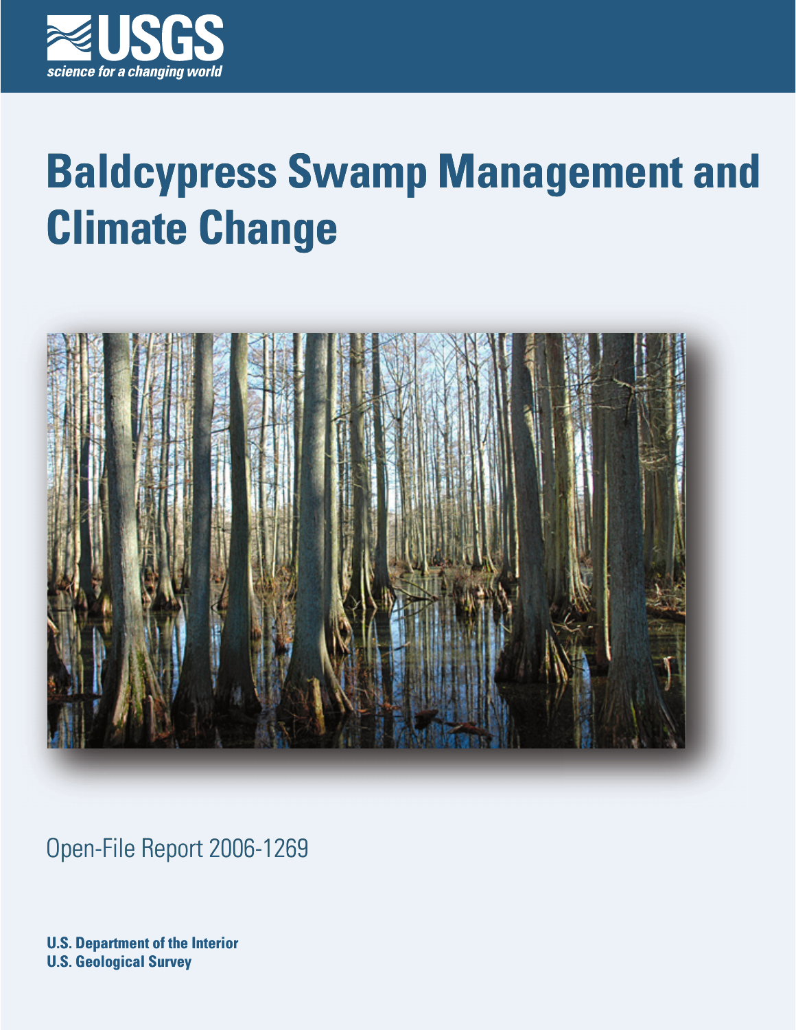USGS

science for a changing world

# Baldcypress Swamp Management and Climate Change

Open-File Report 2006-1269

**U.S. Department of the Interior**
**U.S. Geological Survey**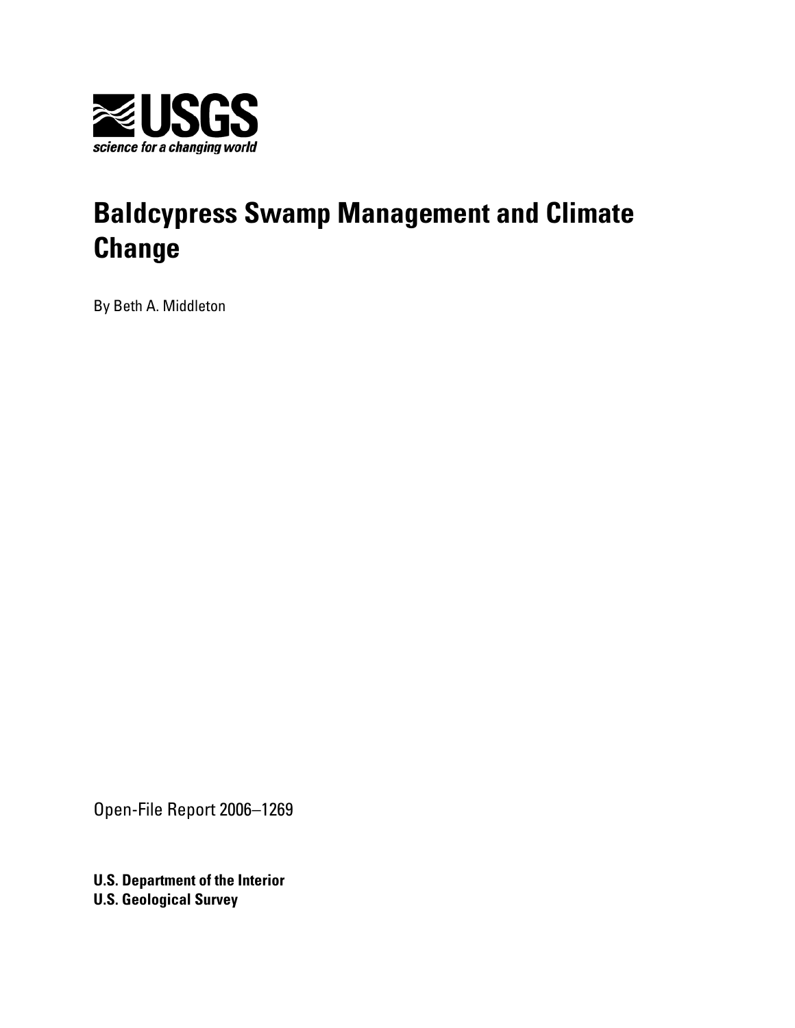# Baldcypress Swamp Management and Climate Change

By Beth A. Middleton

Open-File Report 2006–1269

**U.S. Department of the Interior**
**U.S. Geological Survey**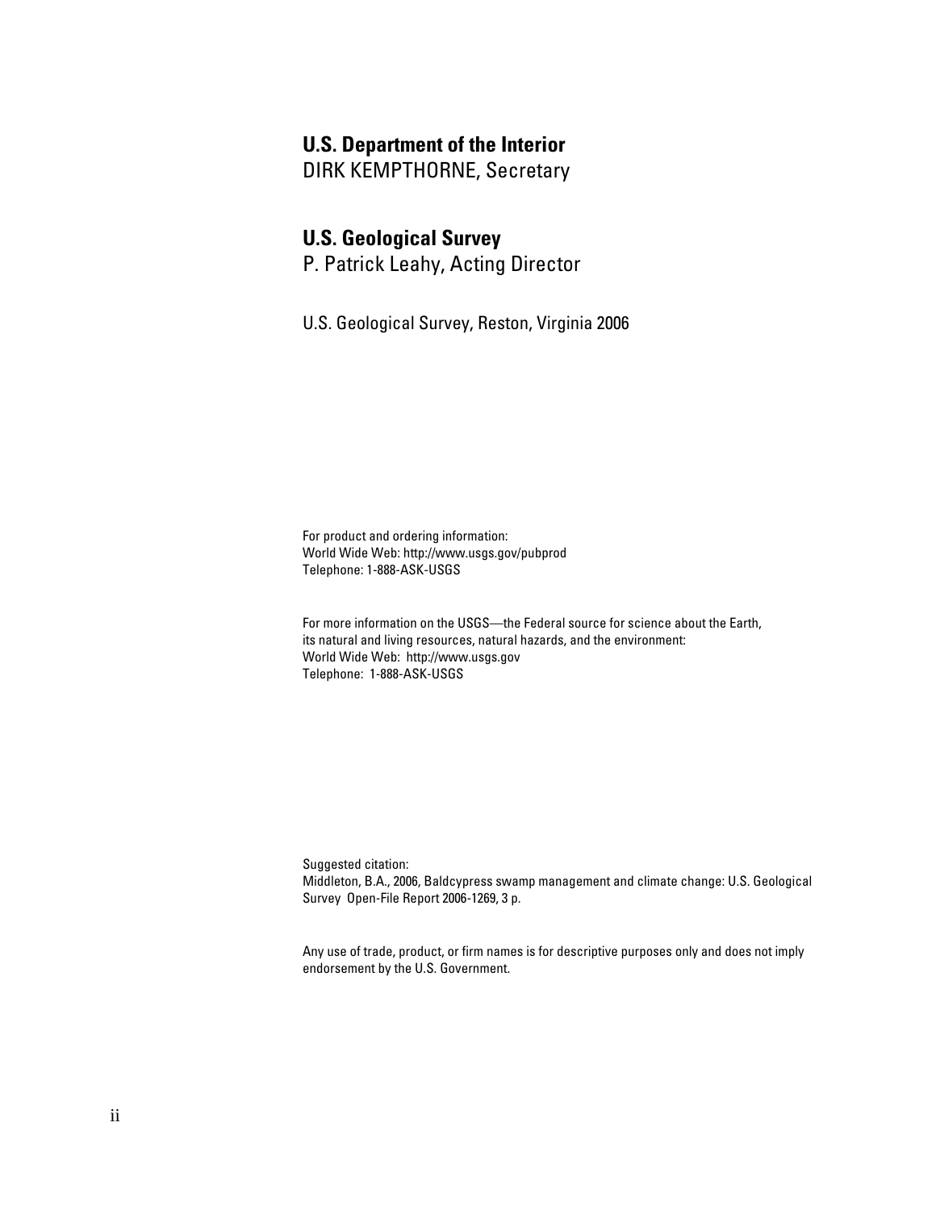**U.S. Department of the Interior**
DIRK KEMPTHORNE, Secretary

**U.S. Geological Survey**
P. Patrick Leahy, Acting Director

U.S. Geological Survey, Reston, Virginia 2006

For product and ordering information:
World Wide Web: http://www.usgs.gov/pubprod
Telephone: 1-888-ASK-USGS

For more information on the USGS—the Federal source for science about the Earth, its natural and living resources, natural hazards, and the environment:
World Wide Web: http://www.usgs.gov
Telephone: 1-888-ASK-USGS

Suggested citation:
Middleton, B.A., 2006, Baldcypress swamp management and climate change: U.S. Geological Survey Open-File Report 2006-1269, 3 p.

Any use of trade, product, or firm names is for descriptive purposes only and does not imply endorsement by the U.S. Government.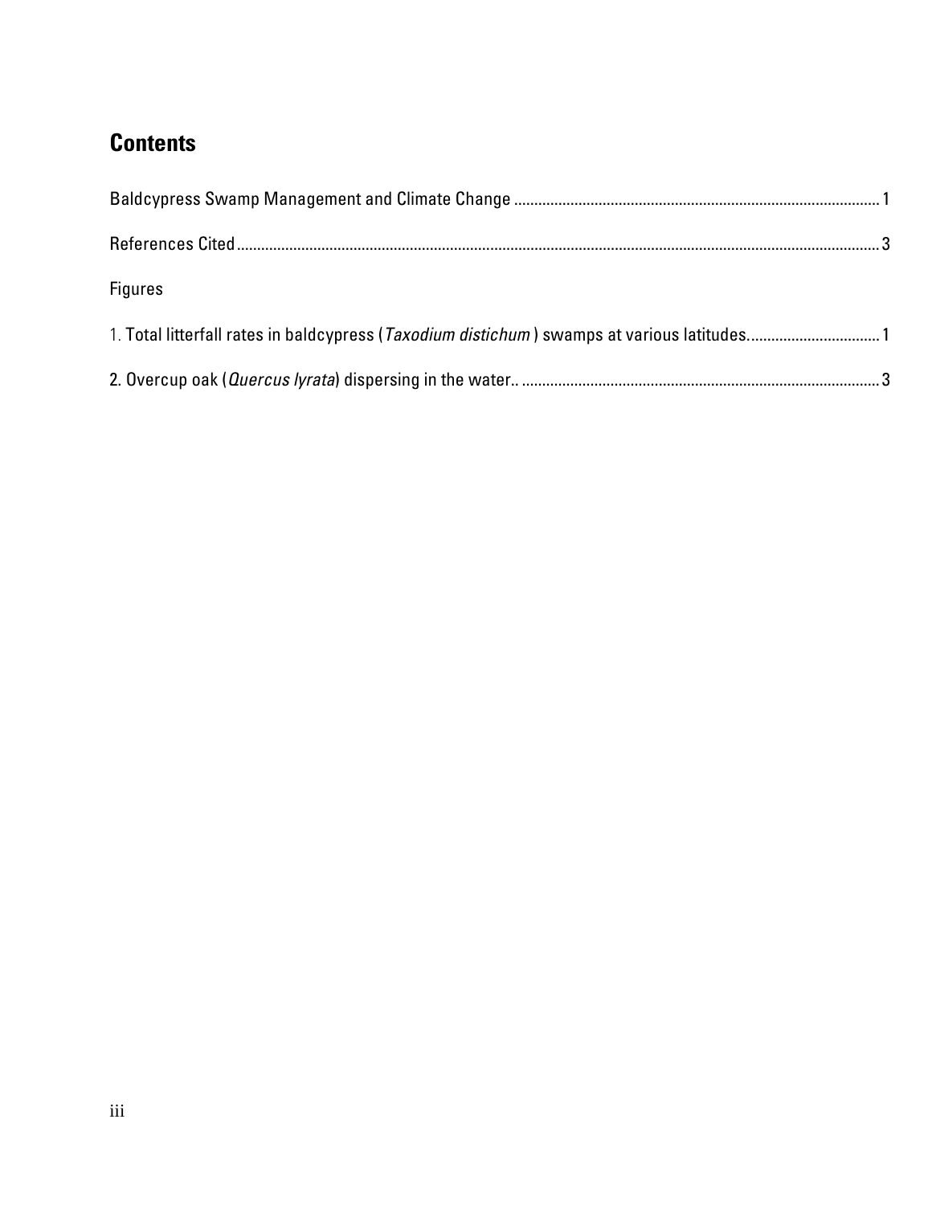## Contents

Baldcypress Swamp Management and Climate Change ....................................................... 1

References Cited ....................................................... 3

Figures

1. Total litterfall rates in baldcypress (*Taxodium distichum* ) swamps at various latitudes. ....................................................... 1

2. Overcup oak (*Quercus lyrata*) dispersing in the water.. ....................................................... 3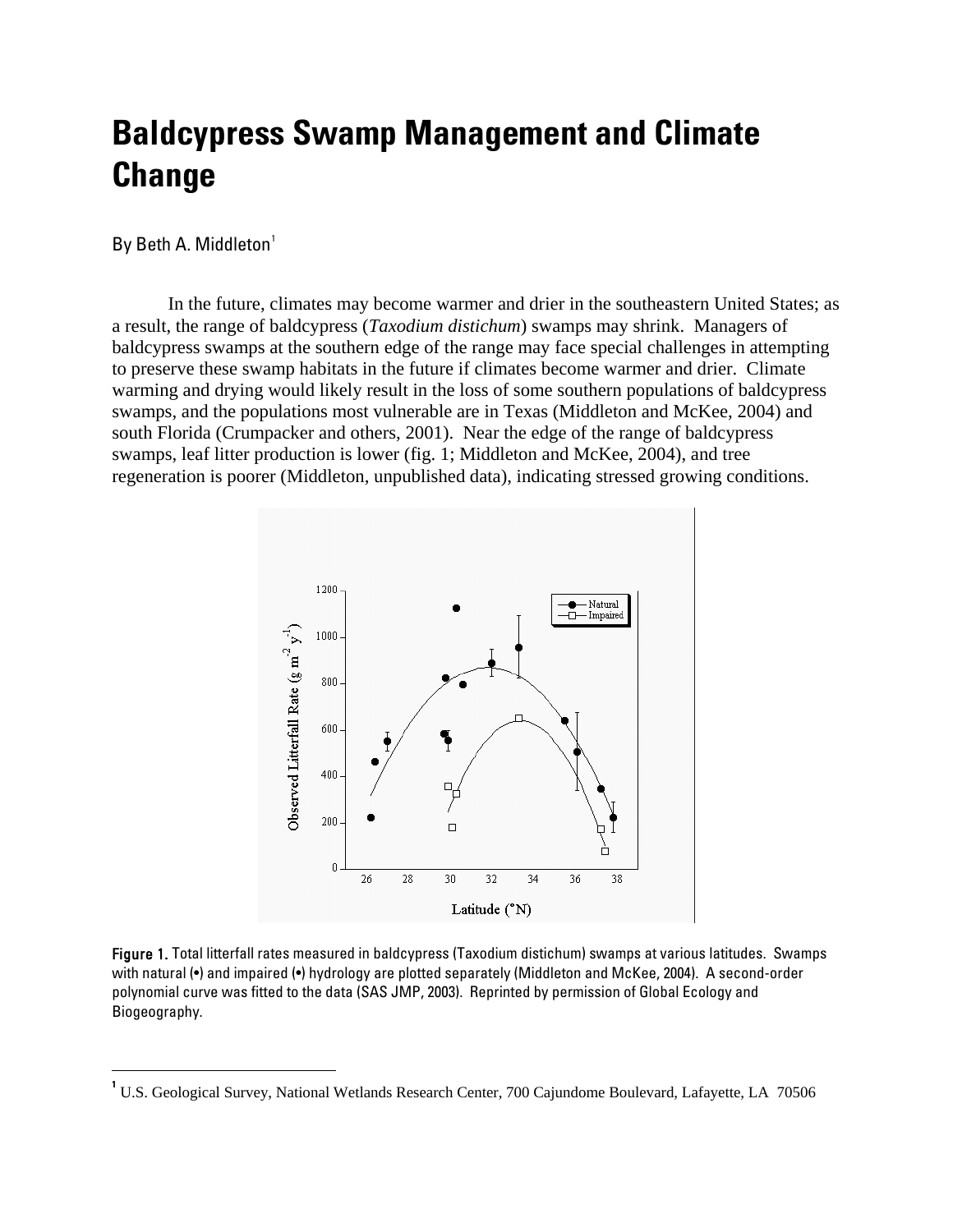# Baldcypress Swamp Management and Climate Change

By Beth A. Middleton[1]

In the future, climates may become warmer and drier in the southeastern United States; as a result, the range of baldcypress (*Taxodium distichum*) swamps may shrink. Managers of baldcypress swamps at the southern edge of the range may face special challenges in attempting to preserve these swamp habitats in the future if climates become warmer and drier. Climate warming and drying would likely result in the loss of some southern populations of baldcypress swamps, and the populations most vulnerable are in Texas (Middleton and McKee, 2004) and south Florida (Crumpacker and others, 2001). Near the edge of the range of baldcypress swamps, leaf litter production is lower (fig. 1; Middleton and McKee, 2004), and tree regeneration is poorer (Middleton, unpublished data), indicating stressed growing conditions.

**Figure 1.** Total litterfall rates measured in baldcypress (Taxodium distichum) swamps at various latitudes. Swamps with natural (•) and impaired (•) hydrology are plotted separately (Middleton and McKee, 2004). A second-order polynomial curve was fitted to the data (SAS JMP, 2003). Reprinted by permission of Global Ecology and Biogeography.

[1] U.S. Geological Survey, National Wetlands Research Center, 700 Cajundome Boulevard, Lafayette, LA 70506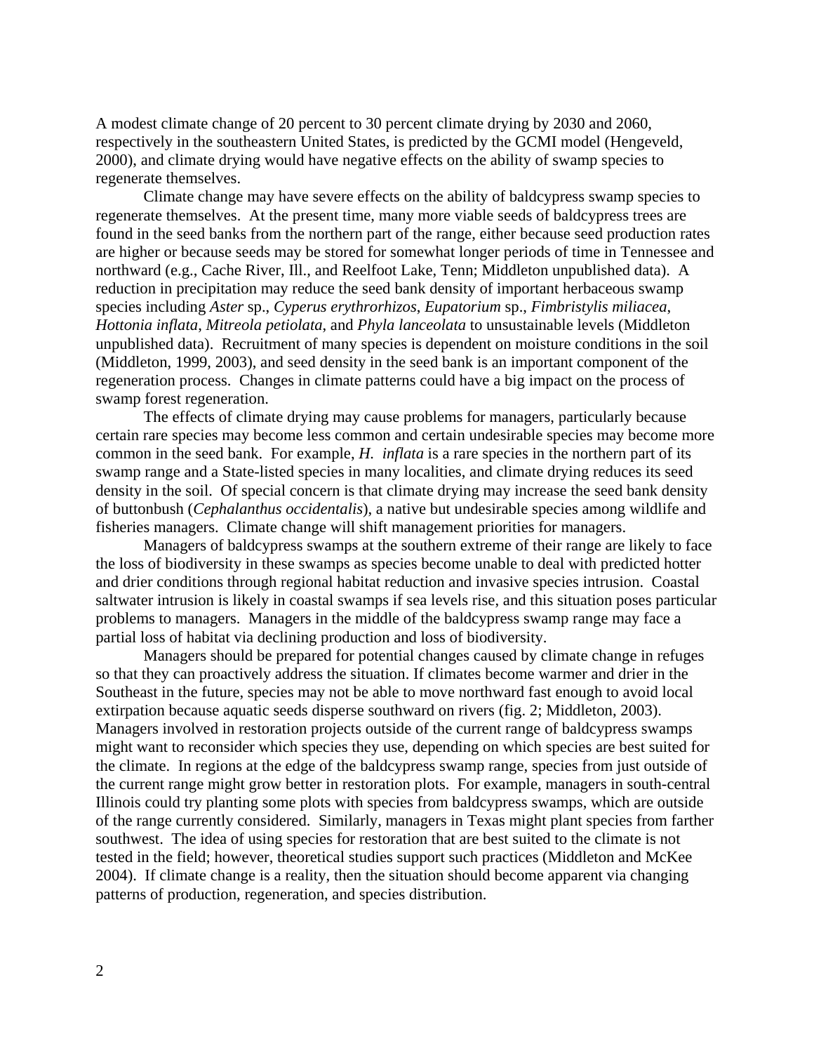A modest climate change of 20 percent to 30 percent climate drying by 2030 and 2060, respectively in the southeastern United States, is predicted by the GCMI model (Hengeveld, 2000), and climate drying would have negative effects on the ability of swamp species to regenerate themselves.

Climate change may have severe effects on the ability of baldcypress swamp species to regenerate themselves. At the present time, many more viable seeds of baldcypress trees are found in the seed banks from the northern part of the range, either because seed production rates are higher or because seeds may be stored for somewhat longer periods of time in Tennessee and northward (e.g., Cache River, Ill., and Reelfoot Lake, Tenn; Middleton unpublished data). A reduction in precipitation may reduce the seed bank density of important herbaceous swamp species including *Aster* sp., *Cyperus erythrorhizos*, *Eupatorium* sp., *Fimbristylis miliacea*, *Hottonia inflata*, *Mitreola petiolata*, and *Phyla lanceolata* to unsustainable levels (Middleton unpublished data). Recruitment of many species is dependent on moisture conditions in the soil (Middleton, 1999, 2003), and seed density in the seed bank is an important component of the regeneration process. Changes in climate patterns could have a big impact on the process of swamp forest regeneration.

The effects of climate drying may cause problems for managers, particularly because certain rare species may become less common and certain undesirable species may become more common in the seed bank. For example, *H. inflata* is a rare species in the northern part of its swamp range and a State-listed species in many localities, and climate drying reduces its seed density in the soil. Of special concern is that climate drying may increase the seed bank density of buttonbush (*Cephalanthus occidentalis*), a native but undesirable species among wildlife and fisheries managers. Climate change will shift management priorities for managers.

Managers of baldcypress swamps at the southern extreme of their range are likely to face the loss of biodiversity in these swamps as species become unable to deal with predicted hotter and drier conditions through regional habitat reduction and invasive species intrusion. Coastal saltwater intrusion is likely in coastal swamps if sea levels rise, and this situation poses particular problems to managers. Managers in the middle of the baldcypress swamp range may face a partial loss of habitat via declining production and loss of biodiversity.

Managers should be prepared for potential changes caused by climate change in refuges so that they can proactively address the situation. If climates become warmer and drier in the Southeast in the future, species may not be able to move northward fast enough to avoid local extirpation because aquatic seeds disperse southward on rivers (fig. 2; Middleton, 2003). Managers involved in restoration projects outside of the current range of baldcypress swamps might want to reconsider which species they use, depending on which species are best suited for the climate. In regions at the edge of the baldcypress swamp range, species from just outside of the current range might grow better in restoration plots. For example, managers in south-central Illinois could try planting some plots with species from baldcypress swamps, which are outside of the range currently considered. Similarly, managers in Texas might plant species from farther southwest. The idea of using species for restoration that are best suited to the climate is not tested in the field; however, theoretical studies support such practices (Middleton and McKee 2004). If climate change is a reality, then the situation should become apparent via changing patterns of production, regeneration, and species distribution.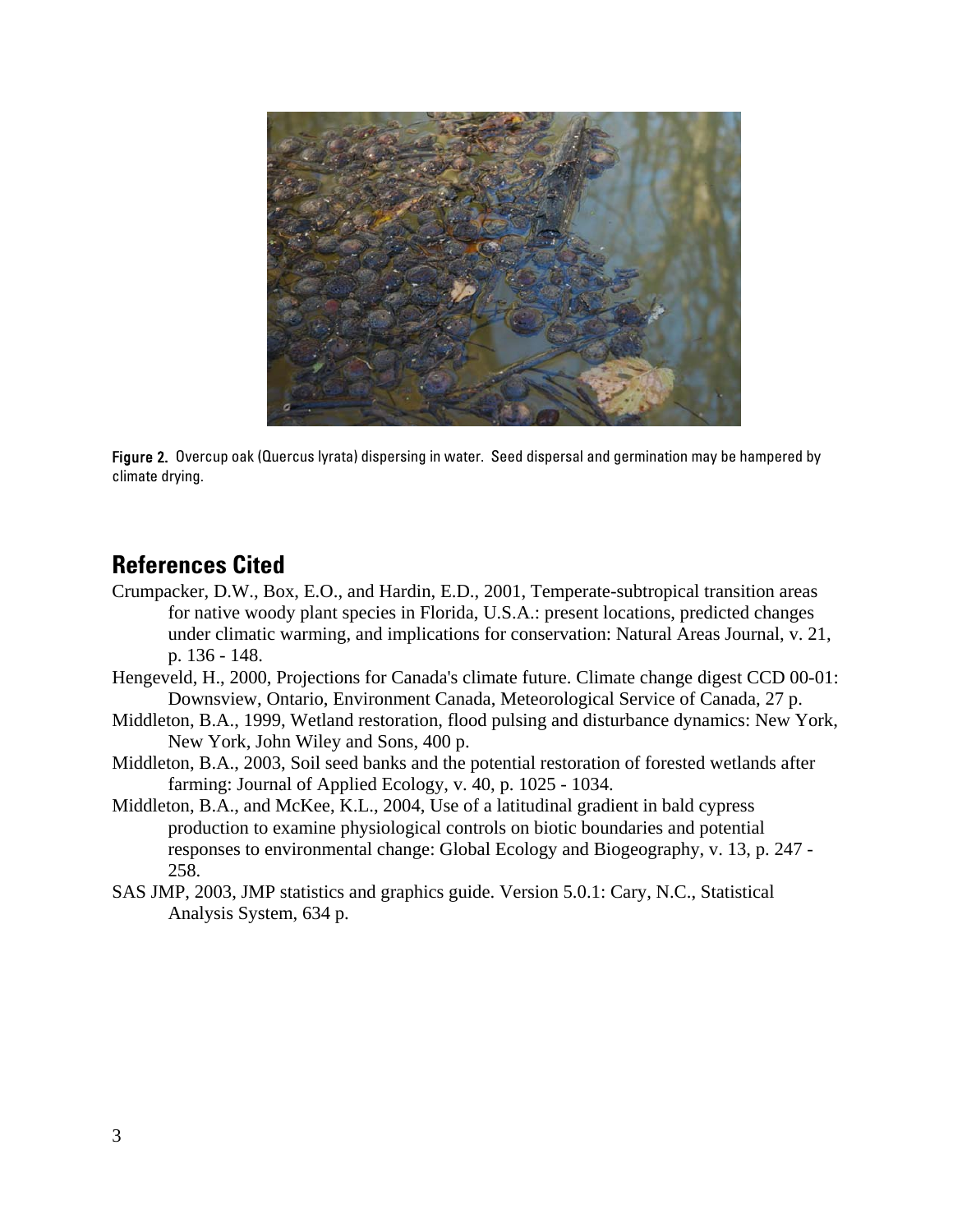Figure 2. Overcup oak (Quercus lyrata) dispersing in water. Seed dispersal and germination may be hampered by climate drying.

## References Cited

Crumpacker, D.W., Box, E.O., and Hardin, E.D., 2001, Temperate-subtropical transition areas for native woody plant species in Florida, U.S.A.: present locations, predicted changes under climatic warming, and implications for conservation: Natural Areas Journal, v. 21, p. 136 - 148.

Hengeveld, H., 2000, Projections for Canada's climate future. Climate change digest CCD 00-01: Downsview, Ontario, Environment Canada, Meteorological Service of Canada, 27 p.

Middleton, B.A., 1999, Wetland restoration, flood pulsing and disturbance dynamics: New York, New York, John Wiley and Sons, 400 p.

Middleton, B.A., 2003, Soil seed banks and the potential restoration of forested wetlands after farming: Journal of Applied Ecology, v. 40, p. 1025 - 1034.

Middleton, B.A., and McKee, K.L., 2004, Use of a latitudinal gradient in bald cypress production to examine physiological controls on biotic boundaries and potential responses to environmental change: Global Ecology and Biogeography, v. 13, p. 247 - 258.

SAS JMP, 2003, JMP statistics and graphics guide. Version 5.0.1: Cary, N.C., Statistical Analysis System, 634 p.